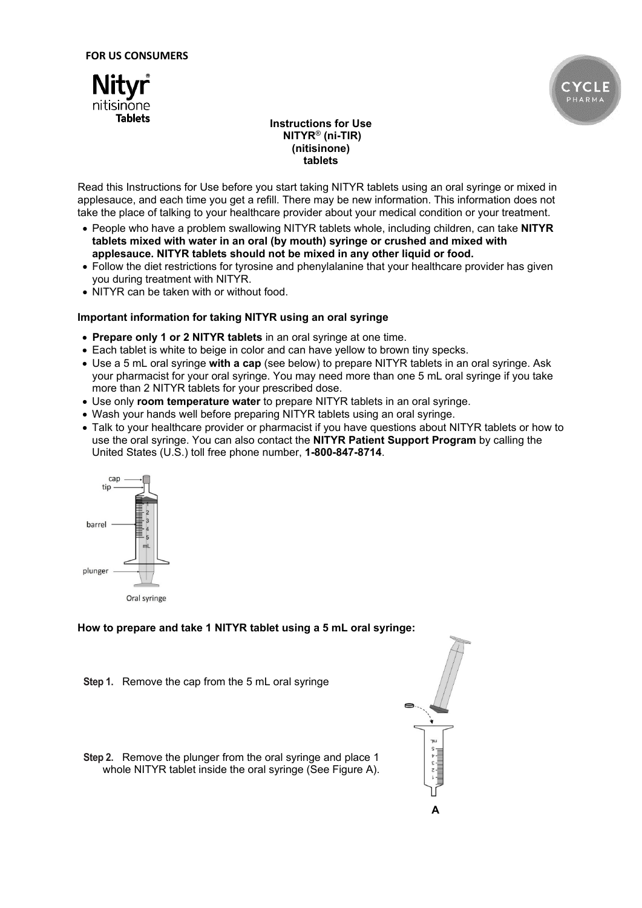**FOR US CONSUMERS**

**Instructions for Use**
**NITYR® (ni-TIR)**
**(nitisinone)**
**tablets**

Read this Instructions for Use before you start taking NITYR tablets using an oral syringe or mixed in applesauce, and each time you get a refill. There may be new information. This information does not take the place of talking to your healthcare provider about your medical condition or your treatment.

- People who have a problem swallowing NITYR tablets whole, including children, can take **NITYR tablets mixed with water in an oral (by mouth) syringe or crushed and mixed with applesauce. NITYR tablets should not be mixed in any other liquid or food.**
- Follow the diet restrictions for tyrosine and phenylalanine that your healthcare provider has given you during treatment with NITYR.
- NITYR can be taken with or without food.

**Important information for taking NITYR using an oral syringe**

- **Prepare only 1 or 2 NITYR tablets** in an oral syringe at one time.
- Each tablet is white to beige in color and can have yellow to brown tiny specks.
- Use a 5 mL oral syringe **with a cap** (see below) to prepare NITYR tablets in an oral syringe. Ask your pharmacist for your oral syringe. You may need more than one 5 mL oral syringe if you take more than 2 NITYR tablets for your prescribed dose.
- Use only **room temperature water** to prepare NITYR tablets in an oral syringe.
- Wash your hands well before preparing NITYR tablets using an oral syringe.
- Talk to your healthcare provider or pharmacist if you have questions about NITYR tablets or how to use the oral syringe. You can also contact the **NITYR Patient Support Program** by calling the United States (U.S.) toll free phone number, **1-800-847-8714**.

Oral syringe

**How to prepare and take 1 NITYR tablet using a 5 mL oral syringe:**

**Step 1.** Remove the cap from the 5 mL oral syringe

**Step 2.** Remove the plunger from the oral syringe and place 1 whole NITYR tablet inside the oral syringe (See Figure A).

A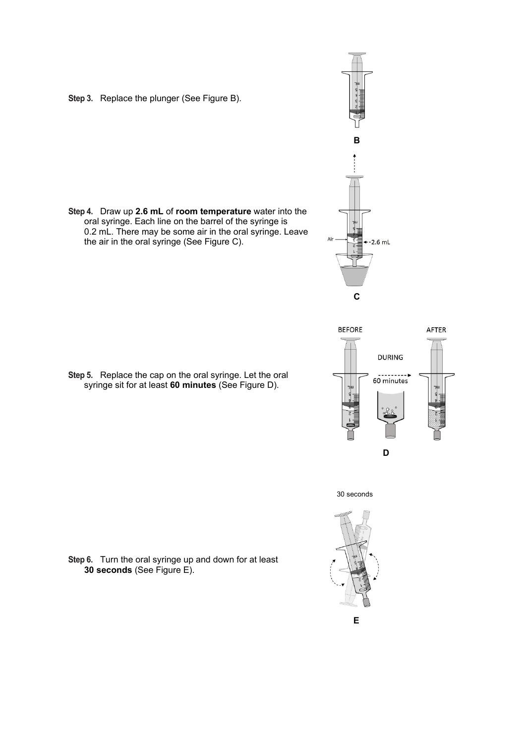**Step 3.** Replace the plunger (See Figure B).

B

**Step 4.** Draw up **2.6 mL** of **room temperature** water into the oral syringe. Each line on the barrel of the syringe is 0.2 mL. There may be some air in the oral syringe. Leave the air in the oral syringe (See Figure C).

C

**Step 5.** Replace the cap on the oral syringe. Let the oral syringe sit for at least **60 minutes** (See Figure D).

D

**Step 6.** Turn the oral syringe up and down for at least **30 seconds** (See Figure E).

E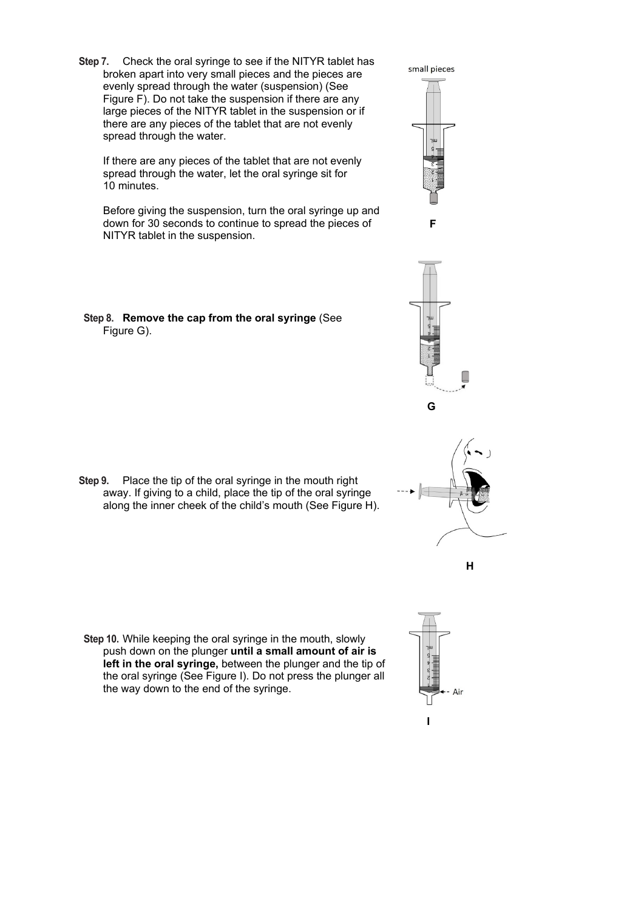**Step 7.** Check the oral syringe to see if the NITYR tablet has broken apart into very small pieces and the pieces are evenly spread through the water (suspension) (See Figure F). Do not take the suspension if there are any large pieces of the NITYR tablet in the suspension or if there are any pieces of the tablet that are not evenly spread through the water.

If there are any pieces of the tablet that are not evenly spread through the water, let the oral syringe sit for 10 minutes.

Before giving the suspension, turn the oral syringe up and down for 30 seconds to continue to spread the pieces of NITYR tablet in the suspension.

small pieces

F

**Step 8.** **Remove the cap from the oral syringe** (See Figure G).

G

**Step 9.** Place the tip of the oral syringe in the mouth right away. If giving to a child, place the tip of the oral syringe along the inner cheek of the child's mouth (See Figure H).

H

**Step 10.** While keeping the oral syringe in the mouth, slowly push down on the plunger **until a small amount of air is left in the oral syringe,** between the plunger and the tip of the oral syringe (See Figure I). Do not press the plunger all the way down to the end of the syringe.

Air

I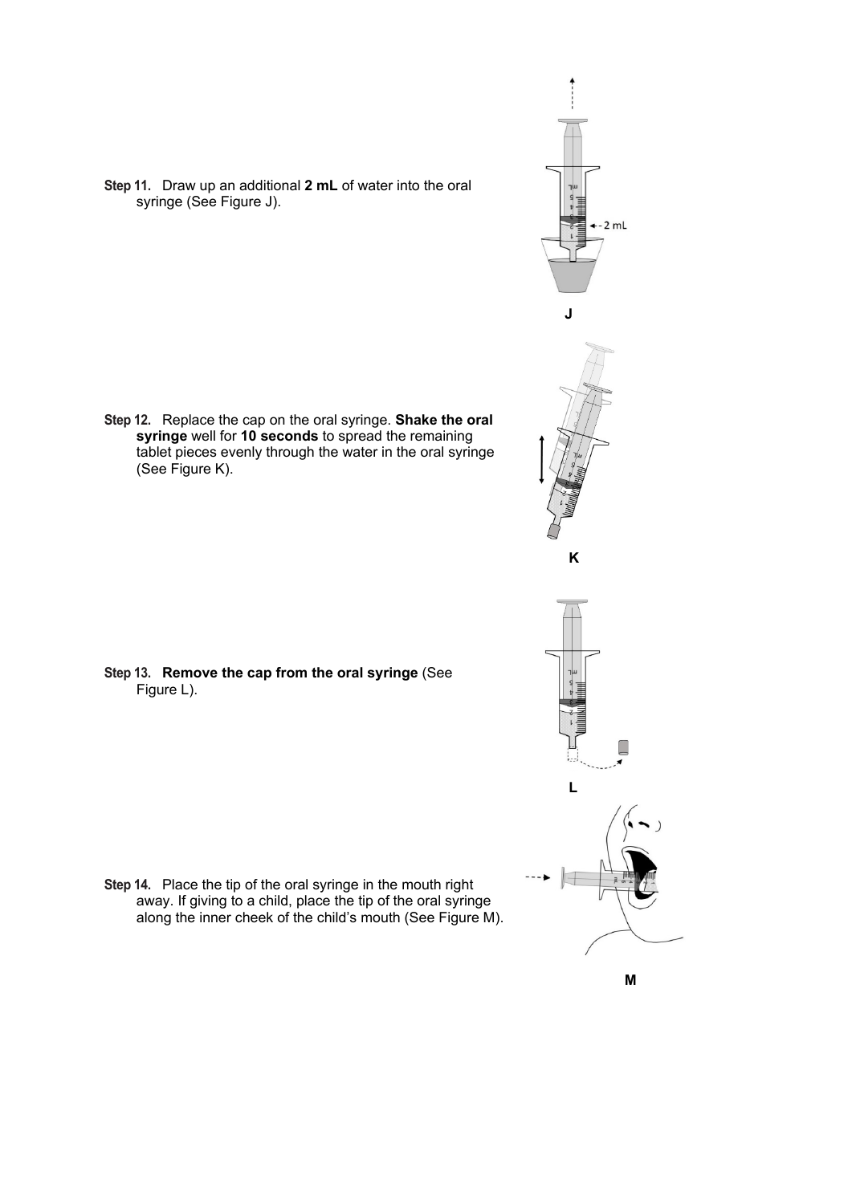**Step 11.** Draw up an additional **2 mL** of water into the oral syringe (See Figure J).

J

**Step 12.** Replace the cap on the oral syringe. **Shake the oral syringe** well for **10 seconds** to spread the remaining tablet pieces evenly through the water in the oral syringe (See Figure K).

K

**Step 13.** **Remove the cap from the oral syringe** (See Figure L).

L

**Step 14.** Place the tip of the oral syringe in the mouth right away. If giving to a child, place the tip of the oral syringe along the inner cheek of the child's mouth (See Figure M).

M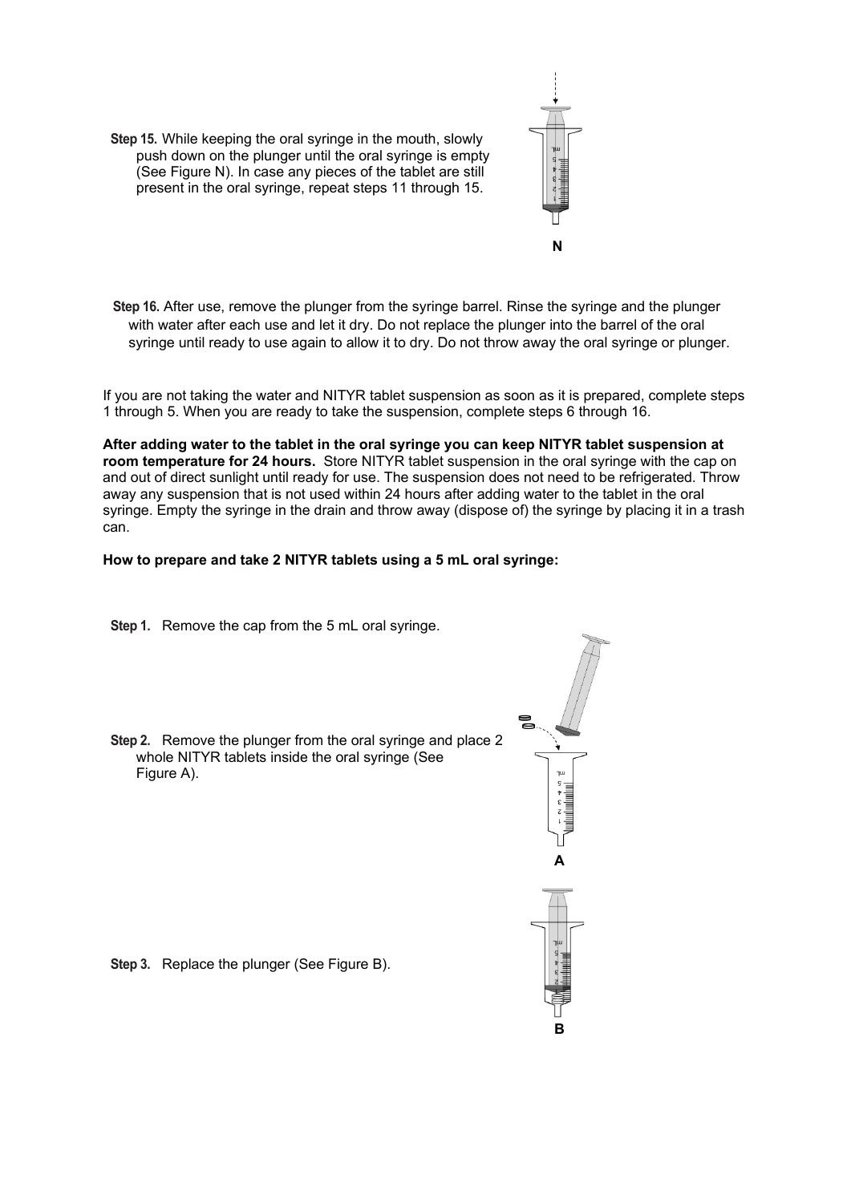**Step 15.** While keeping the oral syringe in the mouth, slowly push down on the plunger until the oral syringe is empty (See Figure N). In case any pieces of the tablet are still present in the oral syringe, repeat steps 11 through 15.

N

**Step 16.** After use, remove the plunger from the syringe barrel. Rinse the syringe and the plunger with water after each use and let it dry. Do not replace the plunger into the barrel of the oral syringe until ready to use again to allow it to dry. Do not throw away the oral syringe or plunger.

If you are not taking the water and NITYR tablet suspension as soon as it is prepared, complete steps 1 through 5. When you are ready to take the suspension, complete steps 6 through 16.

**After adding water to the tablet in the oral syringe you can keep NITYR tablet suspension at room temperature for 24 hours.** Store NITYR tablet suspension in the oral syringe with the cap on and out of direct sunlight until ready for use. The suspension does not need to be refrigerated. Throw away any suspension that is not used within 24 hours after adding water to the tablet in the oral syringe. Empty the syringe in the drain and throw away (dispose of) the syringe by placing it in a trash can.

**How to prepare and take 2 NITYR tablets using a 5 mL oral syringe:**

**Step 1.** Remove the cap from the 5 mL oral syringe.

**Step 2.** Remove the plunger from the oral syringe and place 2 whole NITYR tablets inside the oral syringe (See Figure A).

A

**Step 3.** Replace the plunger (See Figure B).

B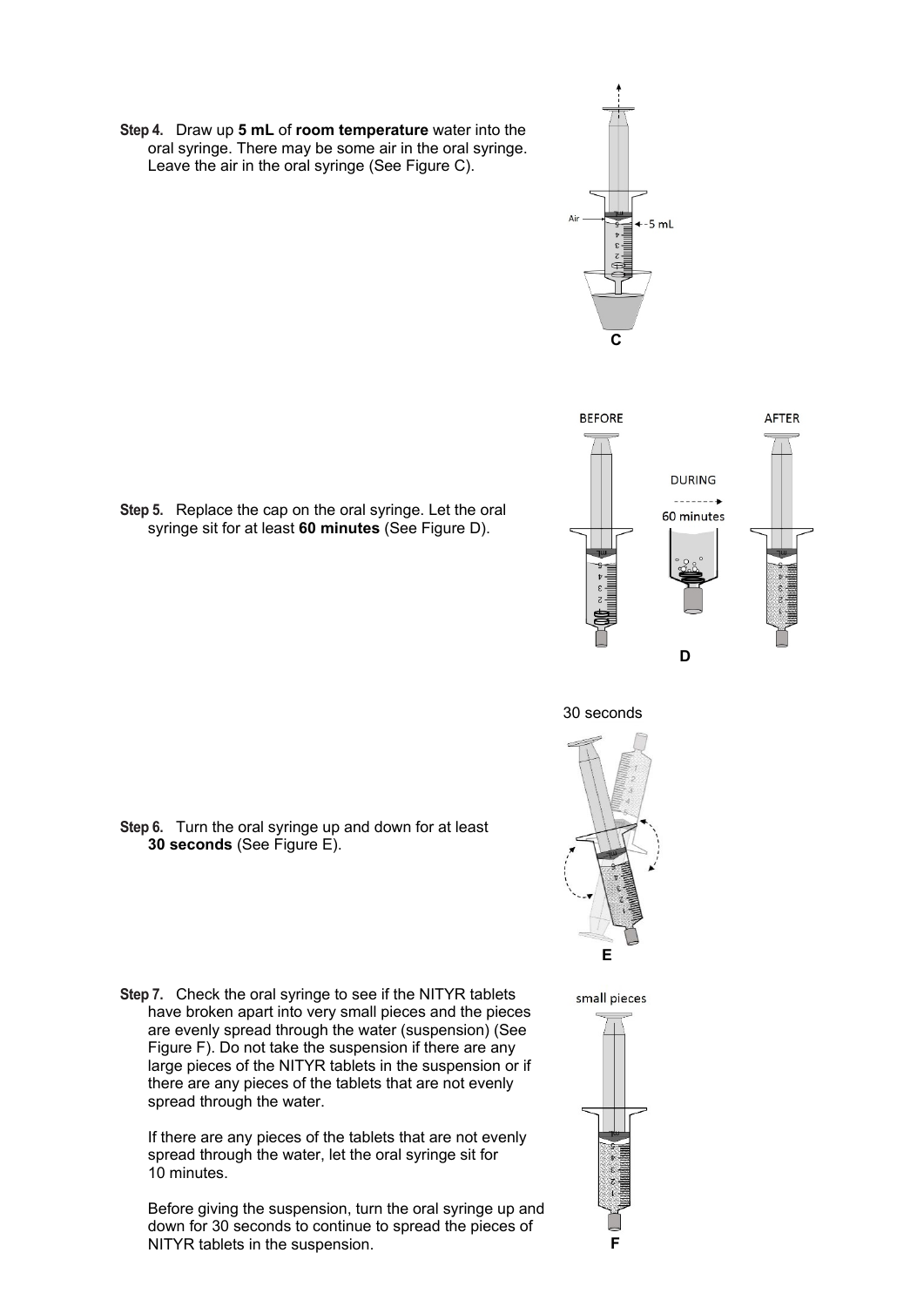**Step 4.** Draw up **5 mL** of **room temperature** water into the oral syringe. There may be some air in the oral syringe. Leave the air in the oral syringe (See Figure C).

C

**Step 5.** Replace the cap on the oral syringe. Let the oral syringe sit for at least **60 minutes** (See Figure D).

BEFORE DURING 60 minutes AFTER

D

**Step 6.** Turn the oral syringe up and down for at least **30 seconds** (See Figure E).

30 seconds

E

**Step 7.** Check the oral syringe to see if the NITYR tablets have broken apart into very small pieces and the pieces are evenly spread through the water (suspension) (See Figure F). Do not take the suspension if there are any large pieces of the NITYR tablets in the suspension or if there are any pieces of the tablets that are not evenly spread through the water.

If there are any pieces of the tablets that are not evenly spread through the water, let the oral syringe sit for 10 minutes.

Before giving the suspension, turn the oral syringe up and down for 30 seconds to continue to spread the pieces of NITYR tablets in the suspension.

small pieces

F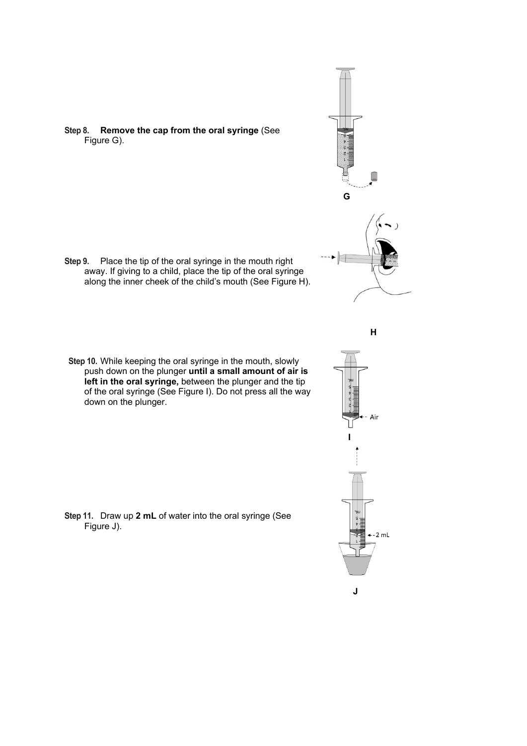**Step 8.** **Remove the cap from the oral syringe** (See Figure G).

G

**Step 9.** Place the tip of the oral syringe in the mouth right away. If giving to a child, place the tip of the oral syringe along the inner cheek of the child's mouth (See Figure H).

H

**Step 10.** While keeping the oral syringe in the mouth, slowly push down on the plunger **until a small amount of air is left in the oral syringe,** between the plunger and the tip of the oral syringe (See Figure I). Do not press all the way down on the plunger.

Air

I

**Step 11.** Draw up **2 mL** of water into the oral syringe (See Figure J).

2 mL

J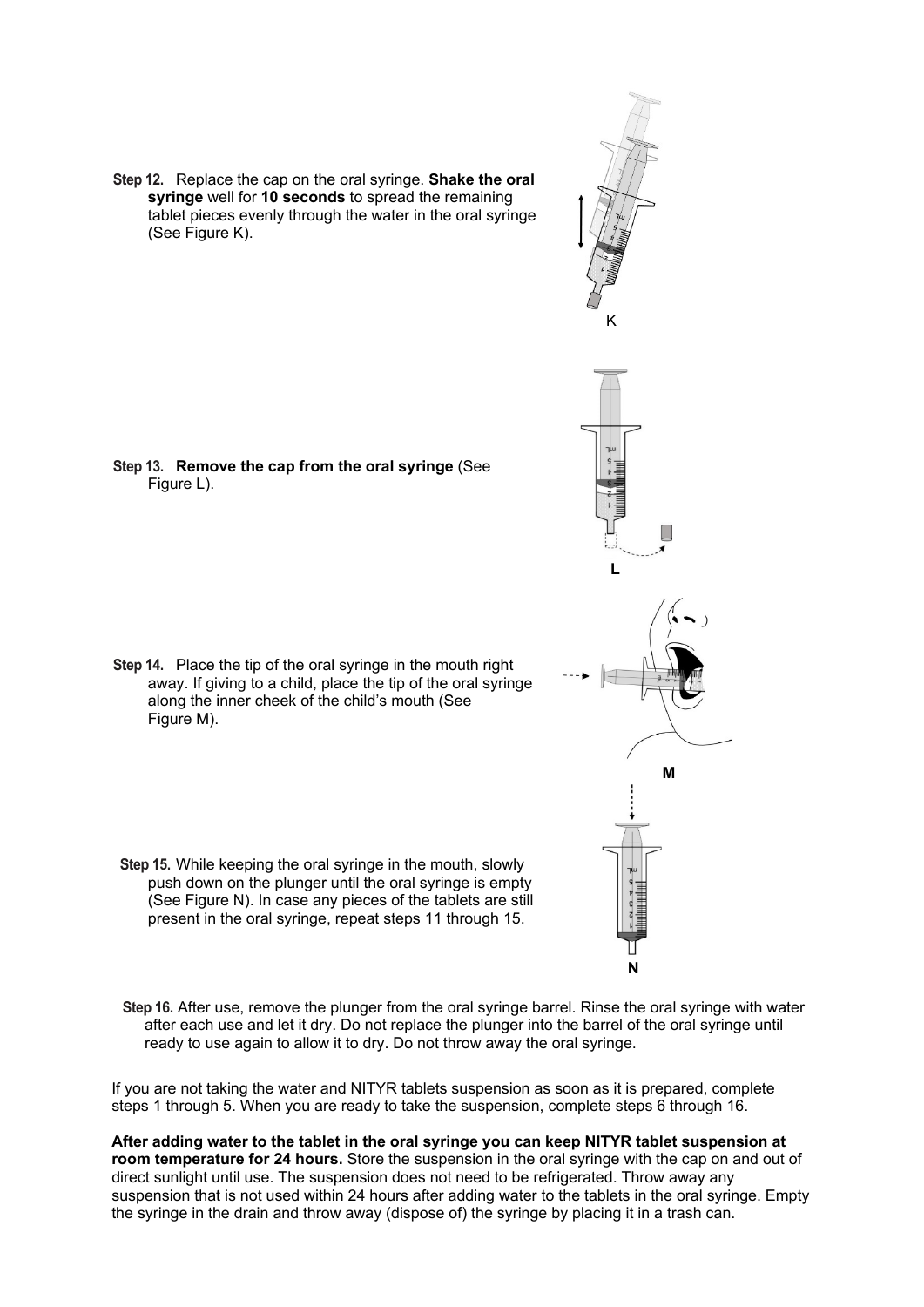**Step 12.** Replace the cap on the oral syringe. **Shake the oral syringe** well for **10 seconds** to spread the remaining tablet pieces evenly through the water in the oral syringe (See Figure K).

K

**Step 13.** **Remove the cap from the oral syringe** (See Figure L).

L

**Step 14.** Place the tip of the oral syringe in the mouth right away. If giving to a child, place the tip of the oral syringe along the inner cheek of the child's mouth (See Figure M).

M

**Step 15.** While keeping the oral syringe in the mouth, slowly push down on the plunger until the oral syringe is empty (See Figure N). In case any pieces of the tablets are still present in the oral syringe, repeat steps 11 through 15.

N

**Step 16.** After use, remove the plunger from the oral syringe barrel. Rinse the oral syringe with water after each use and let it dry. Do not replace the plunger into the barrel of the oral syringe until ready to use again to allow it to dry. Do not throw away the oral syringe.

If you are not taking the water and NITYR tablets suspension as soon as it is prepared, complete steps 1 through 5. When you are ready to take the suspension, complete steps 6 through 16.

**After adding water to the tablet in the oral syringe you can keep NITYR tablet suspension at room temperature for 24 hours.** Store the suspension in the oral syringe with the cap on and out of direct sunlight until use. The suspension does not need to be refrigerated. Throw away any suspension that is not used within 24 hours after adding water to the tablets in the oral syringe. Empty the syringe in the drain and throw away (dispose of) the syringe by placing it in a trash can.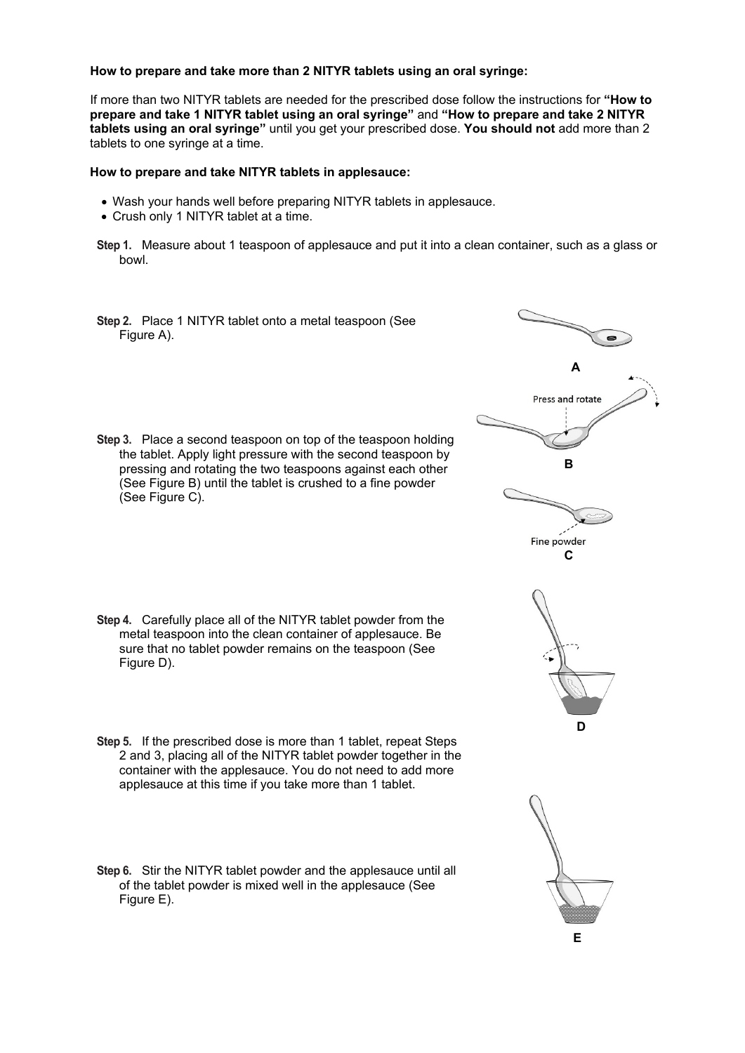**How to prepare and take more than 2 NITYR tablets using an oral syringe:**

If more than two NITYR tablets are needed for the prescribed dose follow the instructions for **"How to prepare and take 1 NITYR tablet using an oral syringe"** and **"How to prepare and take 2 NITYR tablets using an oral syringe"** until you get your prescribed dose. **You should not** add more than 2 tablets to one syringe at a time.

**How to prepare and take NITYR tablets in applesauce:**

- Wash your hands well before preparing NITYR tablets in applesauce.
- Crush only 1 NITYR tablet at a time.

**Step 1.** Measure about 1 teaspoon of applesauce and put it into a clean container, such as a glass or bowl.

**Step 2.** Place 1 NITYR tablet onto a metal teaspoon (See Figure A).

A

**Step 3.** Place a second teaspoon on top of the teaspoon holding the tablet. Apply light pressure with the second teaspoon by pressing and rotating the two teaspoons against each other (See Figure B) until the tablet is crushed to a fine powder (See Figure C).

Press and rotate

B

Fine powder

C

**Step 4.** Carefully place all of the NITYR tablet powder from the metal teaspoon into the clean container of applesauce. Be sure that no tablet powder remains on the teaspoon (See Figure D).

D

**Step 5.** If the prescribed dose is more than 1 tablet, repeat Steps 2 and 3, placing all of the NITYR tablet powder together in the container with the applesauce. You do not need to add more applesauce at this time if you take more than 1 tablet.

**Step 6.** Stir the NITYR tablet powder and the applesauce until all of the tablet powder is mixed well in the applesauce (See Figure E).

E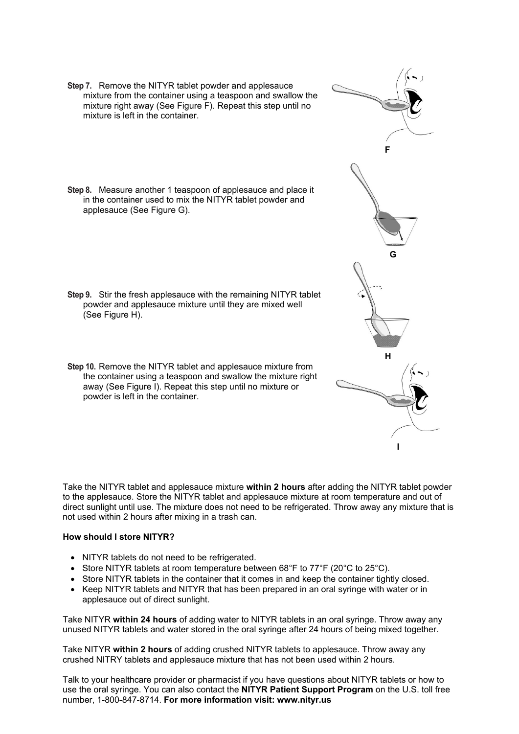**Step 7.** Remove the NITYR tablet powder and applesauce mixture from the container using a teaspoon and swallow the mixture right away (See Figure F). Repeat this step until no mixture is left in the container.

F

**Step 8.** Measure another 1 teaspoon of applesauce and place it in the container used to mix the NITYR tablet powder and applesauce (See Figure G).

G

**Step 9.** Stir the fresh applesauce with the remaining NITYR tablet powder and applesauce mixture until they are mixed well (See Figure H).

H

**Step 10.** Remove the NITYR tablet and applesauce mixture from the container using a teaspoon and swallow the mixture right away (See Figure I). Repeat this step until no mixture or powder is left in the container.

I

Take the NITYR tablet and applesauce mixture **within 2 hours** after adding the NITYR tablet powder to the applesauce. Store the NITYR tablet and applesauce mixture at room temperature and out of direct sunlight until use. The mixture does not need to be refrigerated. Throw away any mixture that is not used within 2 hours after mixing in a trash can.

**How should I store NITYR?**

- NITYR tablets do not need to be refrigerated.
- Store NITYR tablets at room temperature between 68°F to 77°F (20°C to 25°C).
- Store NITYR tablets in the container that it comes in and keep the container tightly closed.
- Keep NITYR tablets and NITYR that has been prepared in an oral syringe with water or in applesauce out of direct sunlight.

Take NITYR **within 24 hours** of adding water to NITYR tablets in an oral syringe. Throw away any unused NITYR tablets and water stored in the oral syringe after 24 hours of being mixed together.

Take NITYR **within 2 hours** of adding crushed NITYR tablets to applesauce. Throw away any crushed NITRY tablets and applesauce mixture that has not been used within 2 hours.

Talk to your healthcare provider or pharmacist if you have questions about NITYR tablets or how to use the oral syringe. You can also contact the **NITYR Patient Support Program** on the U.S. toll free number, 1-800-847-8714. **For more information visit: www.nityr.us**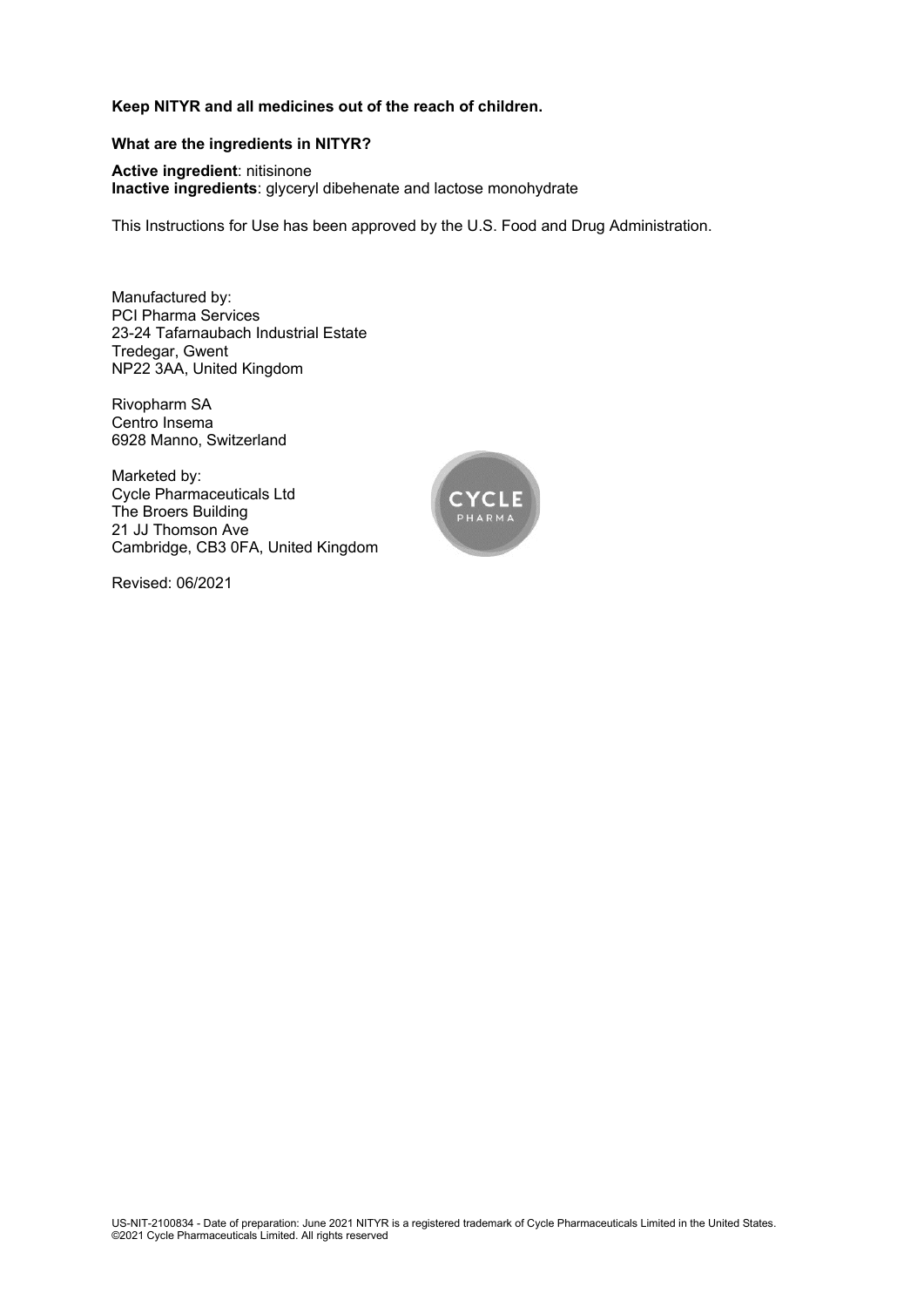**Keep NITYR and all medicines out of the reach of children.**

**What are the ingredients in NITYR?**

**Active ingredient**: nitisinone
**Inactive ingredients**: glyceryl dibehenate and lactose monohydrate

This Instructions for Use has been approved by the U.S. Food and Drug Administration.

Manufactured by:
PCI Pharma Services
23-24 Tafarnaubach Industrial Estate
Tredegar, Gwent
NP22 3AA, United Kingdom

Rivopharm SA
Centro Insema
6928 Manno, Switzerland

Marketed by:
Cycle Pharmaceuticals Ltd
The Broers Building
21 JJ Thomson Ave
Cambridge, CB3 0FA, United Kingdom

CYCLE PHARMA

Revised: 06/2021

US-NIT-2100834 - Date of preparation: June 2021 NITYR is a registered trademark of Cycle Pharmaceuticals Limited in the United States.
©2021 Cycle Pharmaceuticals Limited. All rights reserved